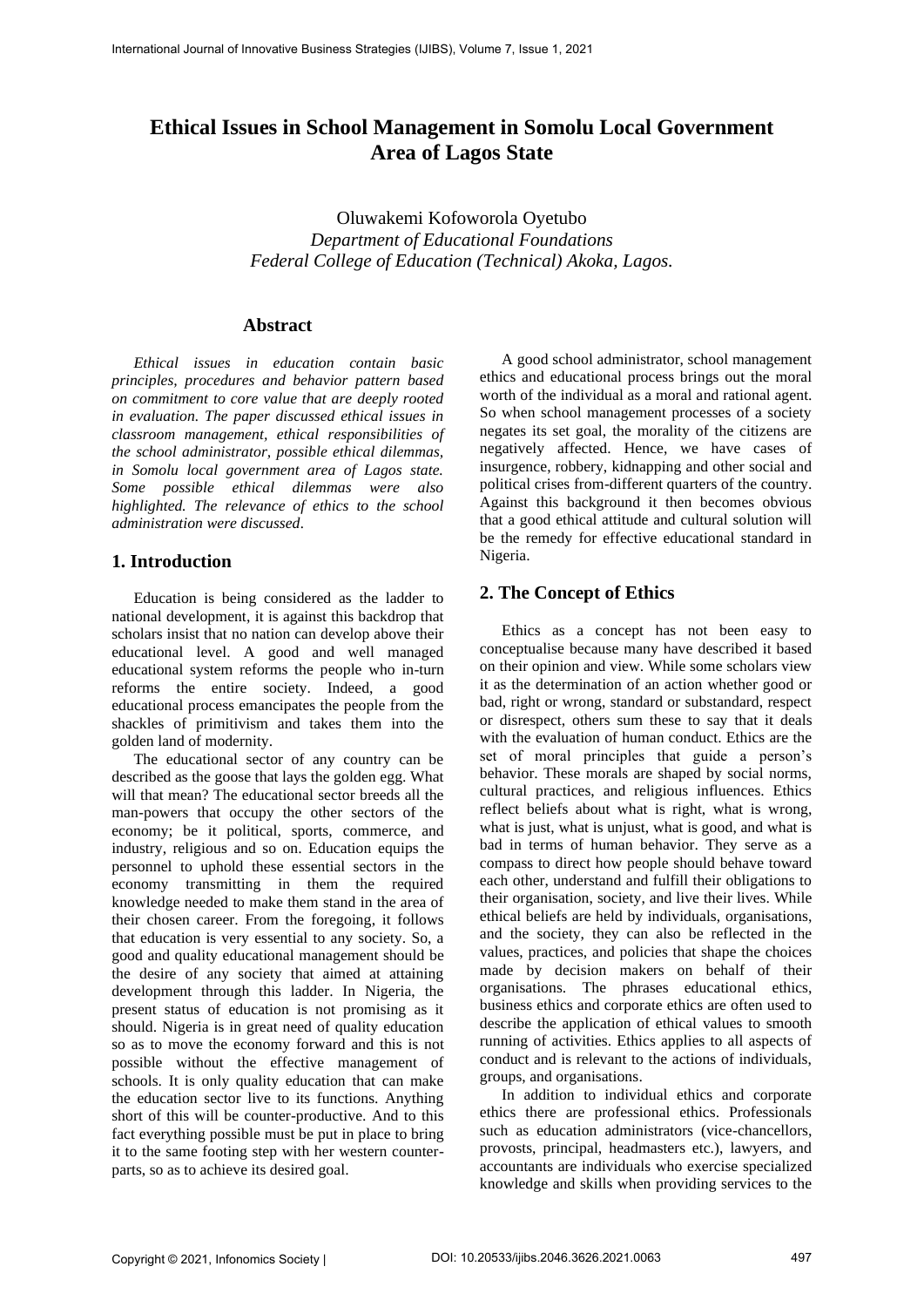# Ethical Issues in School Management in Somolu Local Government Area of Lagos State

Oluwakemi Kofoworola Oyetubo
*Department of Educational Foundations*
*Federal College of Education (Technical) Akoka, Lagos.*

## Abstract

*Ethical issues in education contain basic principles, procedures and behavior pattern based on commitment to core value that are deeply rooted in evaluation. The paper discussed ethical issues in classroom management, ethical responsibilities of the school administrator, possible ethical dilemmas, in Somolu local government area of Lagos state. Some possible ethical dilemmas were also highlighted. The relevance of ethics to the school administration were discussed.*

## 1. Introduction

Education is being considered as the ladder to national development, it is against this backdrop that scholars insist that no nation can develop above their educational level. A good and well managed educational system reforms the people who in-turn reforms the entire society. Indeed, a good educational process emancipates the people from the shackles of primitivism and takes them into the golden land of modernity.

The educational sector of any country can be described as the goose that lays the golden egg. What will that mean? The educational sector breeds all the man-powers that occupy the other sectors of the economy; be it political, sports, commerce, and industry, religious and so on. Education equips the personnel to uphold these essential sectors in the economy transmitting in them the required knowledge needed to make them stand in the area of their chosen career. From the foregoing, it follows that education is very essential to any society. So, a good and quality educational management should be the desire of any society that aimed at attaining development through this ladder. In Nigeria, the present status of education is not promising as it should. Nigeria is in great need of quality education so as to move the economy forward and this is not possible without the effective management of schools. It is only quality education that can make the education sector live to its functions. Anything short of this will be counter-productive. And to this fact everything possible must be put in place to bring it to the same footing step with her western counter-parts, so as to achieve its desired goal.

A good school administrator, school management ethics and educational process brings out the moral worth of the individual as a moral and rational agent. So when school management processes of a society negates its set goal, the morality of the citizens are negatively affected. Hence, we have cases of insurgence, robbery, kidnapping and other social and political crises from-different quarters of the country. Against this background it then becomes obvious that a good ethical attitude and cultural solution will be the remedy for effective educational standard in Nigeria.

## 2. The Concept of Ethics

Ethics as a concept has not been easy to conceptualise because many have described it based on their opinion and view. While some scholars view it as the determination of an action whether good or bad, right or wrong, standard or substandard, respect or disrespect, others sum these to say that it deals with the evaluation of human conduct. Ethics are the set of moral principles that guide a person's behavior. These morals are shaped by social norms, cultural practices, and religious influences. Ethics reflect beliefs about what is right, what is wrong, what is just, what is unjust, what is good, and what is bad in terms of human behavior. They serve as a compass to direct how people should behave toward each other, understand and fulfill their obligations to their organisation, society, and live their lives. While ethical beliefs are held by individuals, organisations, and the society, they can also be reflected in the values, practices, and policies that shape the choices made by decision makers on behalf of their organisations. The phrases educational ethics, business ethics and corporate ethics are often used to describe the application of ethical values to smooth running of activities. Ethics applies to all aspects of conduct and is relevant to the actions of individuals, groups, and organisations.

In addition to individual ethics and corporate ethics there are professional ethics. Professionals such as education administrators (vice-chancellors, provosts, principal, headmasters etc.), lawyers, and accountants are individuals who exercise specialized knowledge and skills when providing services to the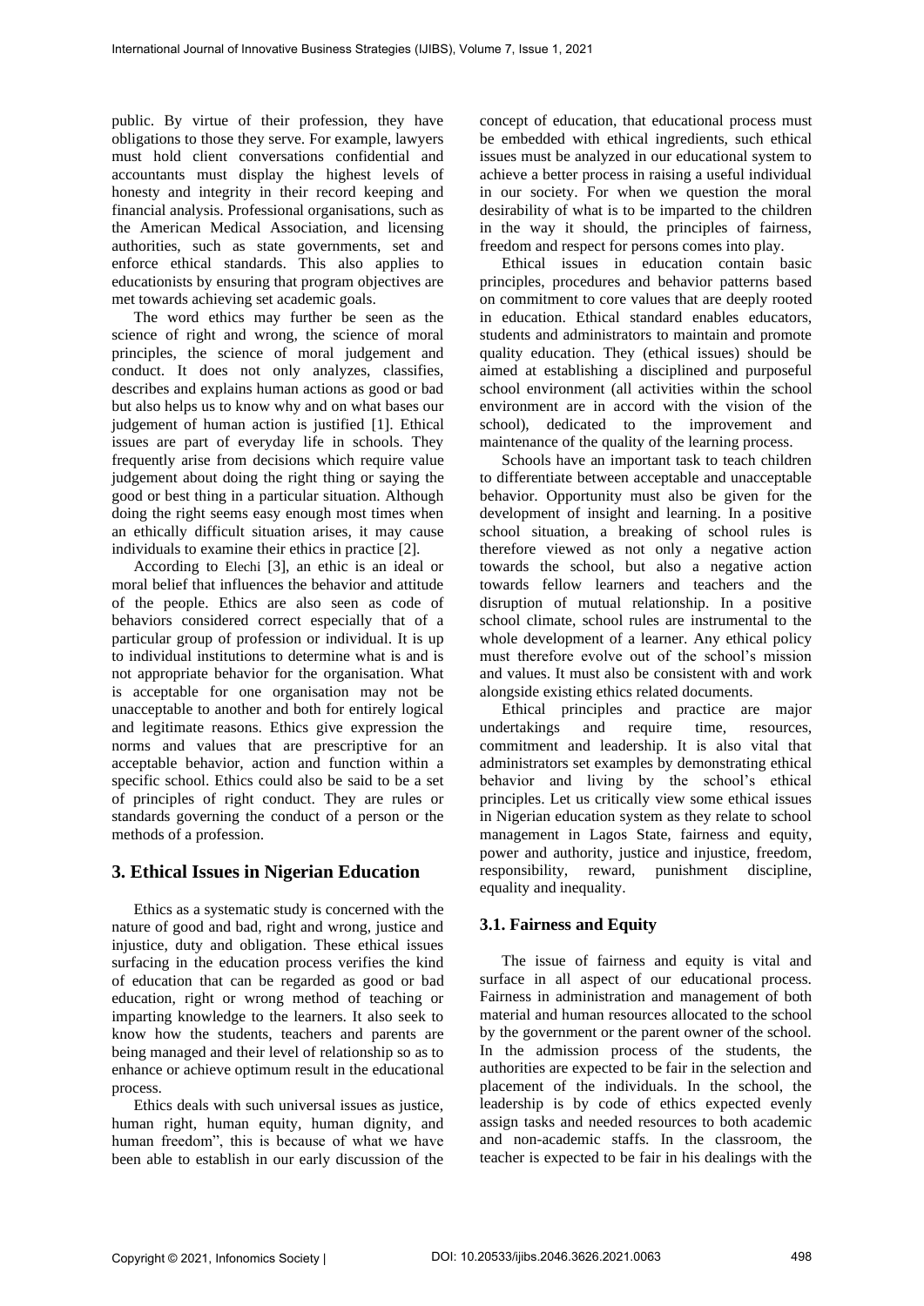public. By virtue of their profession, they have obligations to those they serve. For example, lawyers must hold client conversations confidential and accountants must display the highest levels of honesty and integrity in their record keeping and financial analysis. Professional organisations, such as the American Medical Association, and licensing authorities, such as state governments, set and enforce ethical standards. This also applies to educationists by ensuring that program objectives are met towards achieving set academic goals.

The word ethics may further be seen as the science of right and wrong, the science of moral principles, the science of moral judgement and conduct. It does not only analyzes, classifies, describes and explains human actions as good or bad but also helps us to know why and on what bases our judgement of human action is justified [1]. Ethical issues are part of everyday life in schools. They frequently arise from decisions which require value judgement about doing the right thing or saying the good or best thing in a particular situation. Although doing the right seems easy enough most times when an ethically difficult situation arises, it may cause individuals to examine their ethics in practice [2].

According to Elechi [3], an ethic is an ideal or moral belief that influences the behavior and attitude of the people. Ethics are also seen as code of behaviors considered correct especially that of a particular group of profession or individual. It is up to individual institutions to determine what is and is not appropriate behavior for the organisation. What is acceptable for one organisation may not be unacceptable to another and both for entirely logical and legitimate reasons. Ethics give expression the norms and values that are prescriptive for an acceptable behavior, action and function within a specific school. Ethics could also be said to be a set of principles of right conduct. They are rules or standards governing the conduct of a person or the methods of a profession.

## 3. Ethical Issues in Nigerian Education

Ethics as a systematic study is concerned with the nature of good and bad, right and wrong, justice and injustice, duty and obligation. These ethical issues surfacing in the education process verifies the kind of education that can be regarded as good or bad education, right or wrong method of teaching or imparting knowledge to the learners. It also seek to know how the students, teachers and parents are being managed and their level of relationship so as to enhance or achieve optimum result in the educational process.

Ethics deals with such universal issues as justice, human right, human equity, human dignity, and human freedom", this is because of what we have been able to establish in our early discussion of the concept of education, that educational process must be embedded with ethical ingredients, such ethical issues must be analyzed in our educational system to achieve a better process in raising a useful individual in our society. For when we question the moral desirability of what is to be imparted to the children in the way it should, the principles of fairness, freedom and respect for persons comes into play.

Ethical issues in education contain basic principles, procedures and behavior patterns based on commitment to core values that are deeply rooted in education. Ethical standard enables educators, students and administrators to maintain and promote quality education. They (ethical issues) should be aimed at establishing a disciplined and purposeful school environment (all activities within the school environment are in accord with the vision of the school), dedicated to the improvement and maintenance of the quality of the learning process.

Schools have an important task to teach children to differentiate between acceptable and unacceptable behavior. Opportunity must also be given for the development of insight and learning. In a positive school situation, a breaking of school rules is therefore viewed as not only a negative action towards the school, but also a negative action towards fellow learners and teachers and the disruption of mutual relationship. In a positive school climate, school rules are instrumental to the whole development of a learner. Any ethical policy must therefore evolve out of the school's mission and values. It must also be consistent with and work alongside existing ethics related documents.

Ethical principles and practice are major undertakings and require time, resources, commitment and leadership. It is also vital that administrators set examples by demonstrating ethical behavior and living by the school's ethical principles. Let us critically view some ethical issues in Nigerian education system as they relate to school management in Lagos State, fairness and equity, power and authority, justice and injustice, freedom, responsibility, reward, punishment discipline, equality and inequality.

### 3.1. Fairness and Equity

The issue of fairness and equity is vital and surface in all aspect of our educational process. Fairness in administration and management of both material and human resources allocated to the school by the government or the parent owner of the school. In the admission process of the students, the authorities are expected to be fair in the selection and placement of the individuals. In the school, the leadership is by code of ethics expected evenly assign tasks and needed resources to both academic and non-academic staffs. In the classroom, the teacher is expected to be fair in his dealings with the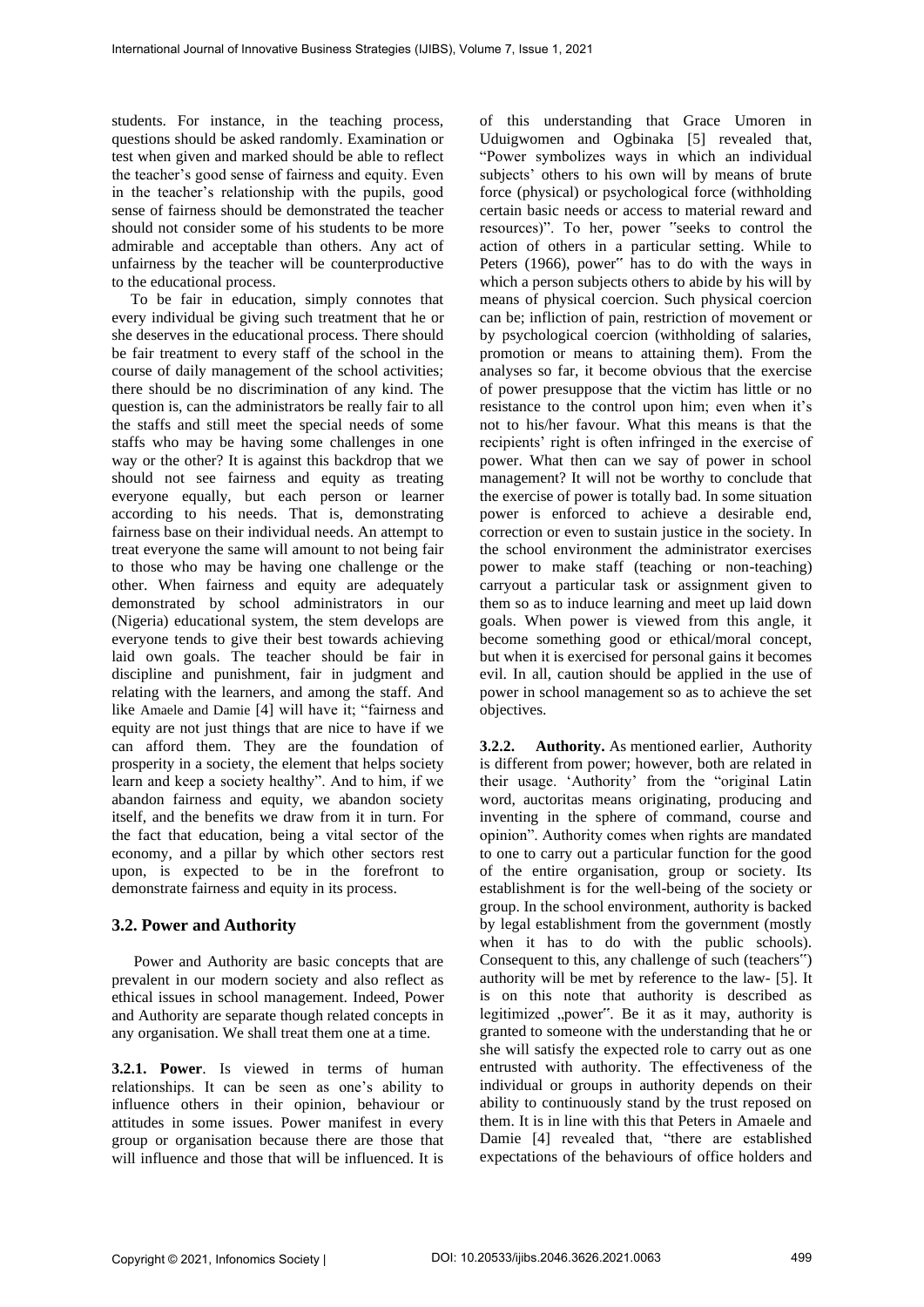students. For instance, in the teaching process, questions should be asked randomly. Examination or test when given and marked should be able to reflect the teacher's good sense of fairness and equity. Even in the teacher's relationship with the pupils, good sense of fairness should be demonstrated the teacher should not consider some of his students to be more admirable and acceptable than others. Any act of unfairness by the teacher will be counterproductive to the educational process.

To be fair in education, simply connotes that every individual be giving such treatment that he or she deserves in the educational process. There should be fair treatment to every staff of the school in the course of daily management of the school activities; there should be no discrimination of any kind. The question is, can the administrators be really fair to all the staffs and still meet the special needs of some staffs who may be having some challenges in one way or the other? It is against this backdrop that we should not see fairness and equity as treating everyone equally, but each person or learner according to his needs. That is, demonstrating fairness base on their individual needs. An attempt to treat everyone the same will amount to not being fair to those who may be having one challenge or the other. When fairness and equity are adequately demonstrated by school administrators in our (Nigeria) educational system, the stem develops are everyone tends to give their best towards achieving laid own goals. The teacher should be fair in discipline and punishment, fair in judgment and relating with the learners, and among the staff. And like Amaele and Damie [4] will have it; "fairness and equity are not just things that are nice to have if we can afford them. They are the foundation of prosperity in a society, the element that helps society learn and keep a society healthy". And to him, if we abandon fairness and equity, we abandon society itself, and the benefits we draw from it in turn. For the fact that education, being a vital sector of the economy, and a pillar by which other sectors rest upon, is expected to be in the forefront to demonstrate fairness and equity in its process.

## 3.2. Power and Authority

Power and Authority are basic concepts that are prevalent in our modern society and also reflect as ethical issues in school management. Indeed, Power and Authority are separate though related concepts in any organisation. We shall treat them one at a time.

**3.2.1. Power**. Is viewed in terms of human relationships. It can be seen as one's ability to influence others in their opinion, behaviour or attitudes in some issues. Power manifest in every group or organisation because there are those that will influence and those that will be influenced. It is of this understanding that Grace Umoren in Uduigwomen and Ogbinaka [5] revealed that, "Power symbolizes ways in which an individual subjects' others to his own will by means of brute force (physical) or psychological force (withholding certain basic needs or access to material reward and resources)". To her, power "seeks to control the action of others in a particular setting. While to Peters (1966), power" has to do with the ways in which a person subjects others to abide by his will by means of physical coercion. Such physical coercion can be; infliction of pain, restriction of movement or by psychological coercion (withholding of salaries, promotion or means to attaining them). From the analyses so far, it become obvious that the exercise of power presuppose that the victim has little or no resistance to the control upon him; even when it's not to his/her favour. What this means is that the recipients' right is often infringed in the exercise of power. What then can we say of power in school management? It will not be worthy to conclude that the exercise of power is totally bad. In some situation power is enforced to achieve a desirable end, correction or even to sustain justice in the society. In the school environment the administrator exercises power to make staff (teaching or non-teaching) carryout a particular task or assignment given to them so as to induce learning and meet up laid down goals. When power is viewed from this angle, it become something good or ethical/moral concept, but when it is exercised for personal gains it becomes evil. In all, caution should be applied in the use of power in school management so as to achieve the set objectives.

**3.2.2. Authority.** As mentioned earlier, Authority is different from power; however, both are related in their usage. 'Authority' from the "original Latin word, auctoritas means originating, producing and inventing in the sphere of command, course and opinion". Authority comes when rights are mandated to one to carry out a particular function for the good of the entire organisation, group or society. Its establishment is for the well-being of the society or group. In the school environment, authority is backed by legal establishment from the government (mostly when it has to do with the public schools). Consequent to this, any challenge of such (teachers") authority will be met by reference to the law- [5]. It is on this note that authority is described as legitimized „power". Be it as it may, authority is granted to someone with the understanding that he or she will satisfy the expected role to carry out as one entrusted with authority. The effectiveness of the individual or groups in authority depends on their ability to continuously stand by the trust reposed on them. It is in line with this that Peters in Amaele and Damie [4] revealed that, "there are established expectations of the behaviours of office holders and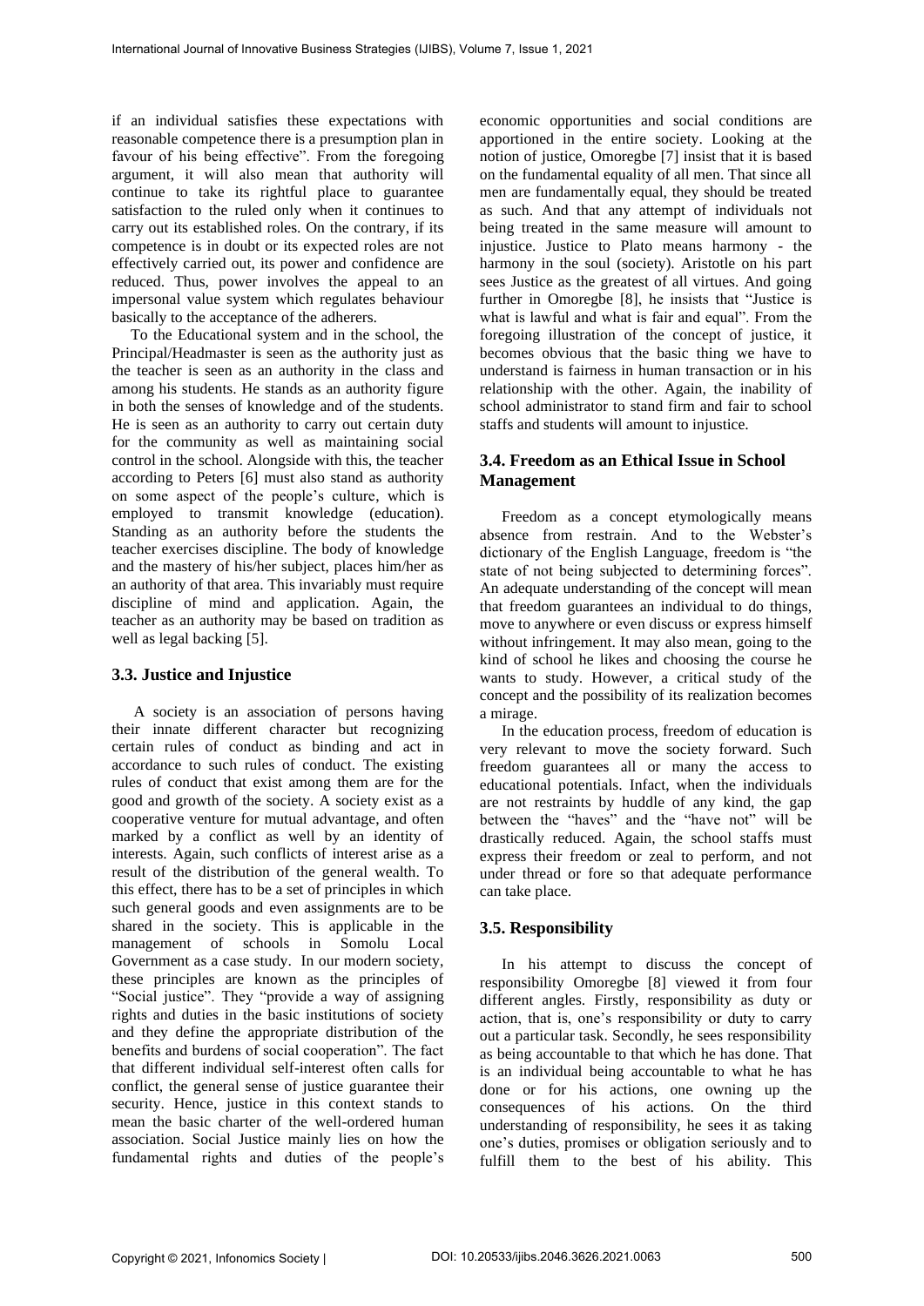if an individual satisfies these expectations with reasonable competence there is a presumption plan in favour of his being effective". From the foregoing argument, it will also mean that authority will continue to take its rightful place to guarantee satisfaction to the ruled only when it continues to carry out its established roles. On the contrary, if its competence is in doubt or its expected roles are not effectively carried out, its power and confidence are reduced. Thus, power involves the appeal to an impersonal value system which regulates behaviour basically to the acceptance of the adherers.

To the Educational system and in the school, the Principal/Headmaster is seen as the authority just as the teacher is seen as an authority in the class and among his students. He stands as an authority figure in both the senses of knowledge and of the students. He is seen as an authority to carry out certain duty for the community as well as maintaining social control in the school. Alongside with this, the teacher according to Peters [6] must also stand as authority on some aspect of the people's culture, which is employed to transmit knowledge (education). Standing as an authority before the students the teacher exercises discipline. The body of knowledge and the mastery of his/her subject, places him/her as an authority of that area. This invariably must require discipline of mind and application. Again, the teacher as an authority may be based on tradition as well as legal backing [5].

### 3.3. Justice and Injustice

A society is an association of persons having their innate different character but recognizing certain rules of conduct as binding and act in accordance to such rules of conduct. The existing rules of conduct that exist among them are for the good and growth of the society. A society exist as a cooperative venture for mutual advantage, and often marked by a conflict as well by an identity of interests. Again, such conflicts of interest arise as a result of the distribution of the general wealth. To this effect, there has to be a set of principles in which such general goods and even assignments are to be shared in the society. This is applicable in the management of schools in Somolu Local Government as a case study. In our modern society, these principles are known as the principles of "Social justice". They "provide a way of assigning rights and duties in the basic institutions of society and they define the appropriate distribution of the benefits and burdens of social cooperation". The fact that different individual self-interest often calls for conflict, the general sense of justice guarantee their security. Hence, justice in this context stands to mean the basic charter of the well-ordered human association. Social Justice mainly lies on how the fundamental rights and duties of the people's economic opportunities and social conditions are apportioned in the entire society. Looking at the notion of justice, Omoregbe [7] insist that it is based on the fundamental equality of all men. That since all men are fundamentally equal, they should be treated as such. And that any attempt of individuals not being treated in the same measure will amount to injustice. Justice to Plato means harmony - the harmony in the soul (society). Aristotle on his part sees Justice as the greatest of all virtues. And going further in Omoregbe [8], he insists that "Justice is what is lawful and what is fair and equal". From the foregoing illustration of the concept of justice, it becomes obvious that the basic thing we have to understand is fairness in human transaction or in his relationship with the other. Again, the inability of school administrator to stand firm and fair to school staffs and students will amount to injustice.

### 3.4. Freedom as an Ethical Issue in School Management

Freedom as a concept etymologically means absence from restrain. And to the Webster's dictionary of the English Language, freedom is "the state of not being subjected to determining forces". An adequate understanding of the concept will mean that freedom guarantees an individual to do things, move to anywhere or even discuss or express himself without infringement. It may also mean, going to the kind of school he likes and choosing the course he wants to study. However, a critical study of the concept and the possibility of its realization becomes a mirage.

In the education process, freedom of education is very relevant to move the society forward. Such freedom guarantees all or many the access to educational potentials. Infact, when the individuals are not restraints by huddle of any kind, the gap between the "haves" and the "have not" will be drastically reduced. Again, the school staffs must express their freedom or zeal to perform, and not under thread or fore so that adequate performance can take place.

### 3.5. Responsibility

In his attempt to discuss the concept of responsibility Omoregbe [8] viewed it from four different angles. Firstly, responsibility as duty or action, that is, one's responsibility or duty to carry out a particular task. Secondly, he sees responsibility as being accountable to that which he has done. That is an individual being accountable to what he has done or for his actions, one owning up the consequences of his actions. On the third understanding of responsibility, he sees it as taking one's duties, promises or obligation seriously and to fulfill them to the best of his ability. This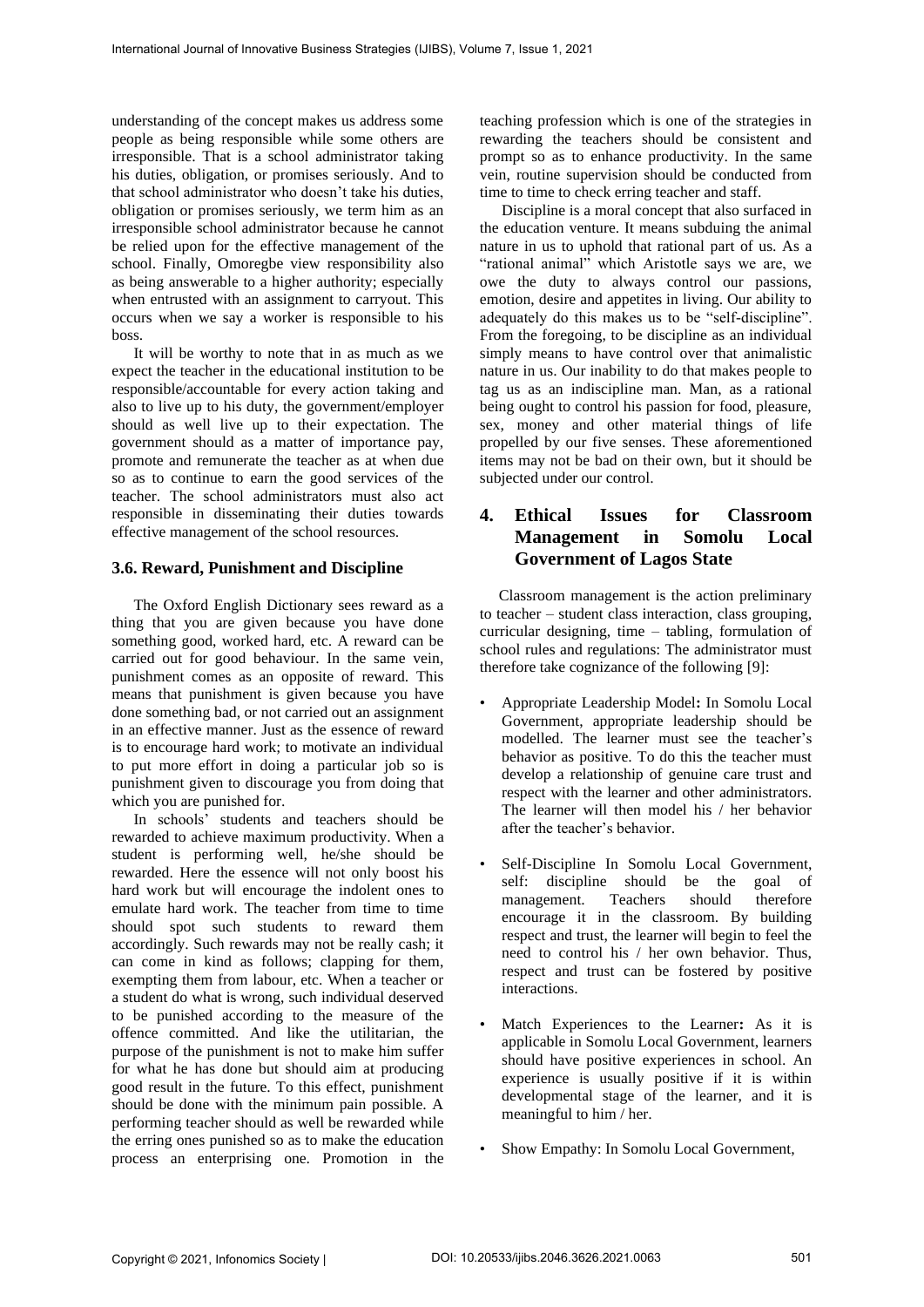understanding of the concept makes us address some people as being responsible while some others are irresponsible. That is a school administrator taking his duties, obligation, or promises seriously. And to that school administrator who doesn't take his duties, obligation or promises seriously, we term him as an irresponsible school administrator because he cannot be relied upon for the effective management of the school. Finally, Omoregbe view responsibility also as being answerable to a higher authority; especially when entrusted with an assignment to carryout. This occurs when we say a worker is responsible to his boss.

It will be worthy to note that in as much as we expect the teacher in the educational institution to be responsible/accountable for every action taking and also to live up to his duty, the government/employer should as well live up to their expectation. The government should as a matter of importance pay, promote and remunerate the teacher as at when due so as to continue to earn the good services of the teacher. The school administrators must also act responsible in disseminating their duties towards effective management of the school resources.

### 3.6. Reward, Punishment and Discipline

The Oxford English Dictionary sees reward as a thing that you are given because you have done something good, worked hard, etc. A reward can be carried out for good behaviour. In the same vein, punishment comes as an opposite of reward. This means that punishment is given because you have done something bad, or not carried out an assignment in an effective manner. Just as the essence of reward is to encourage hard work; to motivate an individual to put more effort in doing a particular job so is punishment given to discourage you from doing that which you are punished for.

In schools' students and teachers should be rewarded to achieve maximum productivity. When a student is performing well, he/she should be rewarded. Here the essence will not only boost his hard work but will encourage the indolent ones to emulate hard work. The teacher from time to time should spot such students to reward them accordingly. Such rewards may not be really cash; it can come in kind as follows; clapping for them, exempting them from labour, etc. When a teacher or a student do what is wrong, such individual deserved to be punished according to the measure of the offence committed. And like the utilitarian, the purpose of the punishment is not to make him suffer for what he has done but should aim at producing good result in the future. To this effect, punishment should be done with the minimum pain possible. A performing teacher should as well be rewarded while the erring ones punished so as to make the education process an enterprising one. Promotion in the teaching profession which is one of the strategies in rewarding the teachers should be consistent and prompt so as to enhance productivity. In the same vein, routine supervision should be conducted from time to time to check erring teacher and staff.

Discipline is a moral concept that also surfaced in the education venture. It means subduing the animal nature in us to uphold that rational part of us. As a "rational animal" which Aristotle says we are, we owe the duty to always control our passions, emotion, desire and appetites in living. Our ability to adequately do this makes us to be "self-discipline". From the foregoing, to be discipline as an individual simply means to have control over that animalistic nature in us. Our inability to do that makes people to tag us as an indiscipline man. Man, as a rational being ought to control his passion for food, pleasure, sex, money and other material things of life propelled by our five senses. These aforementioned items may not be bad on their own, but it should be subjected under our control.

## 4. Ethical Issues for Classroom Management in Somolu Local Government of Lagos State

Classroom management is the action preliminary to teacher – student class interaction, class grouping, curricular designing, time – tabling, formulation of school rules and regulations: The administrator must therefore take cognizance of the following [9]:

- Appropriate Leadership Model**:** In Somolu Local Government, appropriate leadership should be modelled. The learner must see the teacher's behavior as positive. To do this the teacher must develop a relationship of genuine care trust and respect with the learner and other administrators. The learner will then model his / her behavior after the teacher's behavior.
- Self-Discipline In Somolu Local Government, self: discipline should be the goal of management. Teachers should therefore encourage it in the classroom. By building respect and trust, the learner will begin to feel the need to control his / her own behavior. Thus, respect and trust can be fostered by positive interactions.
- Match Experiences to the Learner**:** As it is applicable in Somolu Local Government, learners should have positive experiences in school. An experience is usually positive if it is within developmental stage of the learner, and it is meaningful to him / her.
- Show Empathy: In Somolu Local Government,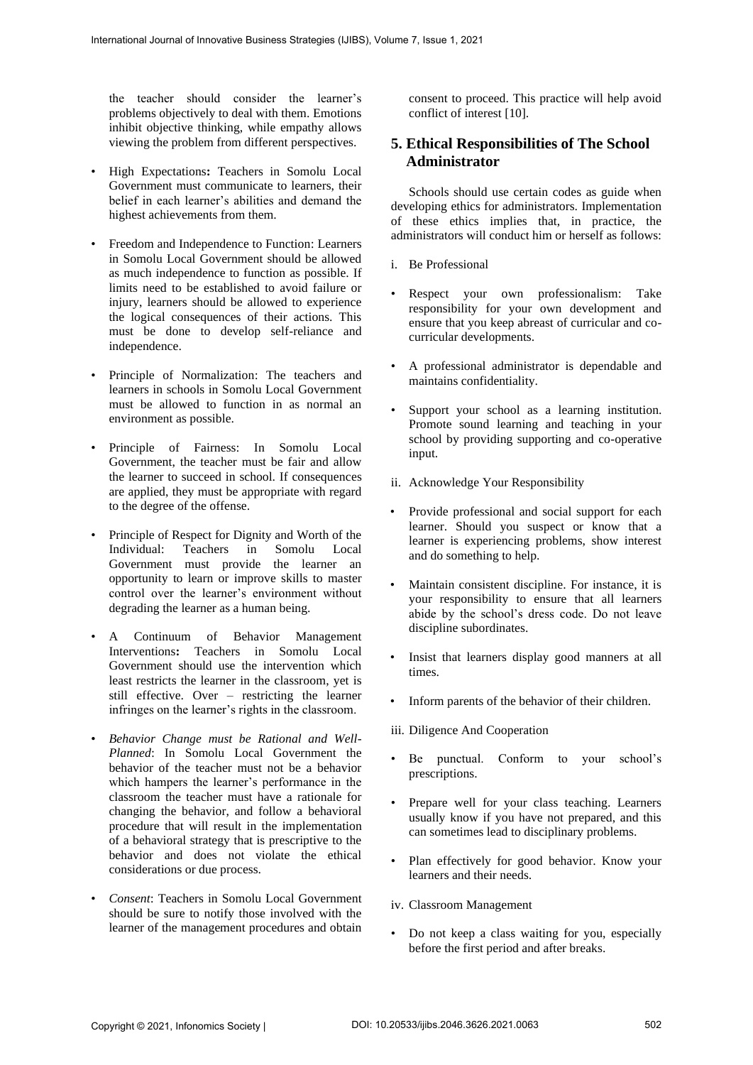the teacher should consider the learner's problems objectively to deal with them. Emotions inhibit objective thinking, while empathy allows viewing the problem from different perspectives.

- High Expectations**:** Teachers in Somolu Local Government must communicate to learners, their belief in each learner's abilities and demand the highest achievements from them.
- Freedom and Independence to Function: Learners in Somolu Local Government should be allowed as much independence to function as possible. If limits need to be established to avoid failure or injury, learners should be allowed to experience the logical consequences of their actions. This must be done to develop self-reliance and independence.
- Principle of Normalization: The teachers and learners in schools in Somolu Local Government must be allowed to function in as normal an environment as possible.
- Principle of Fairness: In Somolu Local Government, the teacher must be fair and allow the learner to succeed in school. If consequences are applied, they must be appropriate with regard to the degree of the offense.
- Principle of Respect for Dignity and Worth of the Individual: Teachers in Somolu Local Government must provide the learner an opportunity to learn or improve skills to master control over the learner's environment without degrading the learner as a human being.
- A Continuum of Behavior Management Interventions**:** Teachers in Somolu Local Government should use the intervention which least restricts the learner in the classroom, yet is still effective. Over – restricting the learner infringes on the learner's rights in the classroom.
- *Behavior Change must be Rational and Well-Planned*: In Somolu Local Government the behavior of the teacher must not be a behavior which hampers the learner's performance in the classroom the teacher must have a rationale for changing the behavior, and follow a behavioral procedure that will result in the implementation of a behavioral strategy that is prescriptive to the behavior and does not violate the ethical considerations or due process.
- *Consent*: Teachers in Somolu Local Government should be sure to notify those involved with the learner of the management procedures and obtain consent to proceed. This practice will help avoid conflict of interest [10].

## 5. Ethical Responsibilities of The School Administrator

Schools should use certain codes as guide when developing ethics for administrators. Implementation of these ethics implies that, in practice, the administrators will conduct him or herself as follows:

i. Be Professional

- Respect your own professionalism: Take responsibility for your own development and ensure that you keep abreast of curricular and co-curricular developments.
- A professional administrator is dependable and maintains confidentiality.
- Support your school as a learning institution. Promote sound learning and teaching in your school by providing supporting and co-operative input.

ii. Acknowledge Your Responsibility

- Provide professional and social support for each learner. Should you suspect or know that a learner is experiencing problems, show interest and do something to help.
- Maintain consistent discipline. For instance, it is your responsibility to ensure that all learners abide by the school's dress code. Do not leave discipline subordinates.
- Insist that learners display good manners at all times.
- Inform parents of the behavior of their children.

iii. Diligence And Cooperation

- Be punctual. Conform to your school's prescriptions.
- Prepare well for your class teaching. Learners usually know if you have not prepared, and this can sometimes lead to disciplinary problems.
- Plan effectively for good behavior. Know your learners and their needs.

iv. Classroom Management

- Do not keep a class waiting for you, especially before the first period and after breaks.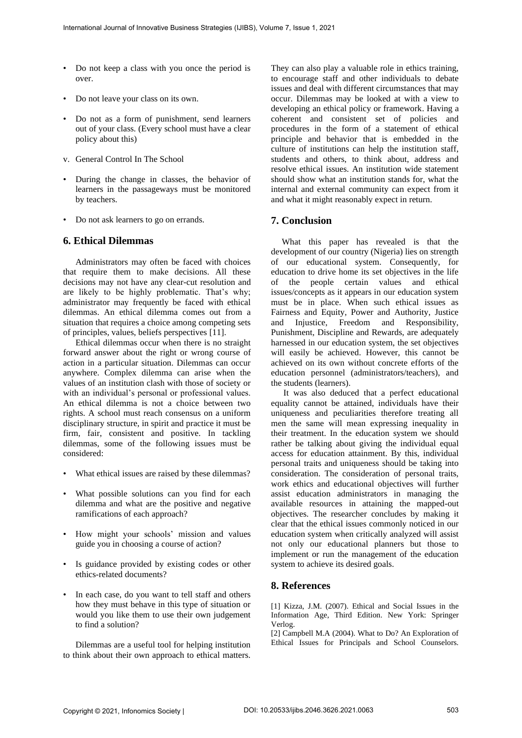- Do not keep a class with you once the period is over.
- Do not leave your class on its own.
- Do not as a form of punishment, send learners out of your class. (Every school must have a clear policy about this)

v. General Control In The School

- During the change in classes, the behavior of learners in the passageways must be monitored by teachers.
- Do not ask learners to go on errands.

## 6. Ethical Dilemmas

Administrators may often be faced with choices that require them to make decisions. All these decisions may not have any clear-cut resolution and are likely to be highly problematic. That's why; administrator may frequently be faced with ethical dilemmas. An ethical dilemma comes out from a situation that requires a choice among competing sets of principles, values, beliefs perspectives [11].

Ethical dilemmas occur when there is no straight forward answer about the right or wrong course of action in a particular situation. Dilemmas can occur anywhere. Complex dilemma can arise when the values of an institution clash with those of society or with an individual's personal or professional values. An ethical dilemma is not a choice between two rights. A school must reach consensus on a uniform disciplinary structure, in spirit and practice it must be firm, fair, consistent and positive. In tackling dilemmas, some of the following issues must be considered:

- What ethical issues are raised by these dilemmas?
- What possible solutions can you find for each dilemma and what are the positive and negative ramifications of each approach?
- How might your schools' mission and values guide you in choosing a course of action?
- Is guidance provided by existing codes or other ethics-related documents?
- In each case, do you want to tell staff and others how they must behave in this type of situation or would you like them to use their own judgement to find a solution?

Dilemmas are a useful tool for helping institution to think about their own approach to ethical matters. They can also play a valuable role in ethics training, to encourage staff and other individuals to debate issues and deal with different circumstances that may occur. Dilemmas may be looked at with a view to developing an ethical policy or framework. Having a coherent and consistent set of policies and procedures in the form of a statement of ethical principle and behavior that is embedded in the culture of institutions can help the institution staff, students and others, to think about, address and resolve ethical issues. An institution wide statement should show what an institution stands for, what the internal and external community can expect from it and what it might reasonably expect in return.

## 7. Conclusion

What this paper has revealed is that the development of our country (Nigeria) lies on strength of our educational system. Consequently, for education to drive home its set objectives in the life of the people certain values and ethical issues/concepts as it appears in our education system must be in place. When such ethical issues as Fairness and Equity, Power and Authority, Justice and Injustice, Freedom and Responsibility, Punishment, Discipline and Rewards, are adequately harnessed in our education system, the set objectives will easily be achieved. However, this cannot be achieved on its own without concrete efforts of the education personnel (administrators/teachers), and the students (learners).

It was also deduced that a perfect educational equality cannot be attained, individuals have their uniqueness and peculiarities therefore treating all men the same will mean expressing inequality in their treatment. In the education system we should rather be talking about giving the individual equal access for education attainment. By this, individual personal traits and uniqueness should be taking into consideration. The consideration of personal traits, work ethics and educational objectives will further assist education administrators in managing the available resources in attaining the mapped-out objectives. The researcher concludes by making it clear that the ethical issues commonly noticed in our education system when critically analyzed will assist not only our educational planners but those to implement or run the management of the education system to achieve its desired goals.

## 8. References

[1] Kizza, J.M. (2007). Ethical and Social Issues in the Information Age, Third Edition. New York: Springer Verlog.

[2] Campbell M.A (2004). What to Do? An Exploration of Ethical Issues for Principals and School Counselors.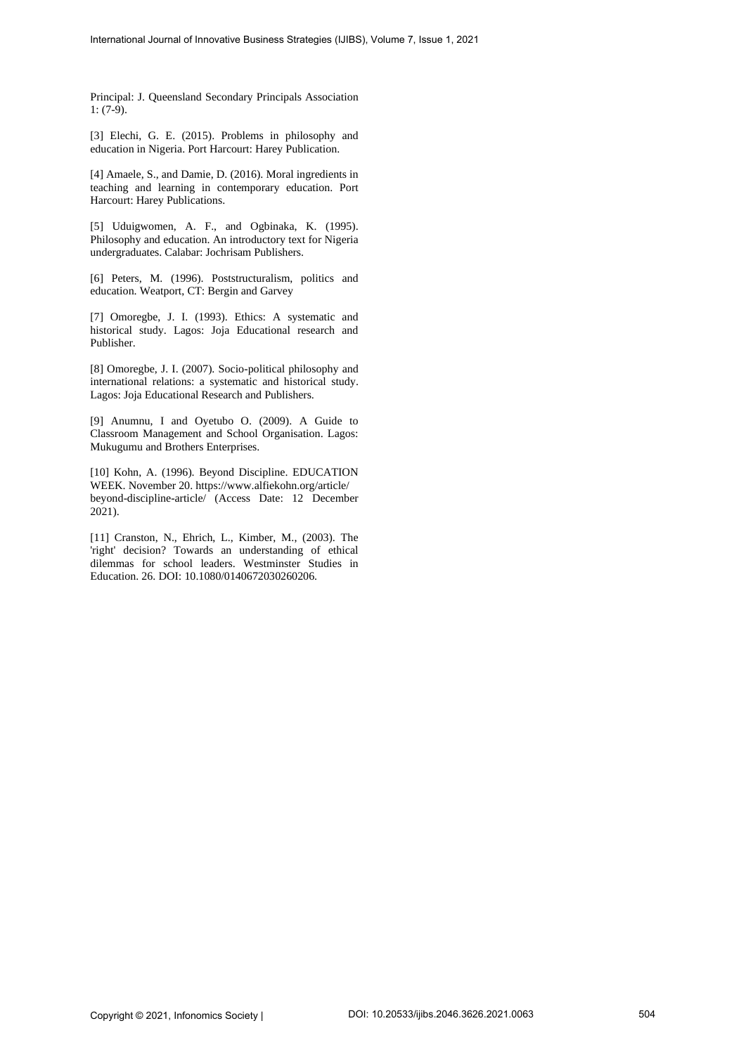Principal: J. Queensland Secondary Principals Association 1: (7-9).

[3] Elechi, G. E. (2015). Problems in philosophy and education in Nigeria. Port Harcourt: Harey Publication.

[4] Amaele, S., and Damie, D. (2016). Moral ingredients in teaching and learning in contemporary education. Port Harcourt: Harey Publications.

[5] Uduigwomen, A. F., and Ogbinaka, K. (1995). Philosophy and education. An introductory text for Nigeria undergraduates. Calabar: Jochrisam Publishers.

[6] Peters, M. (1996). Poststructuralism, politics and education. Weatport, CT: Bergin and Garvey

[7] Omoregbe, J. I. (1993). Ethics: A systematic and historical study. Lagos: Joja Educational research and Publisher.

[8] Omoregbe, J. I. (2007). Socio-political philosophy and international relations: a systematic and historical study. Lagos: Joja Educational Research and Publishers.

[9] Anumnu, I and Oyetubo O. (2009). A Guide to Classroom Management and School Organisation. Lagos: Mukugumu and Brothers Enterprises.

[10] Kohn, A. (1996). Beyond Discipline. EDUCATION WEEK. November 20. https://www.alfiekohn.org/article/beyond-discipline-article/ (Access Date: 12 December 2021).

[11] Cranston, N., Ehrich, L., Kimber, M., (2003). The 'right' decision? Towards an understanding of ethical dilemmas for school leaders. Westminster Studies in Education. 26. DOI: 10.1080/0140672030260206.